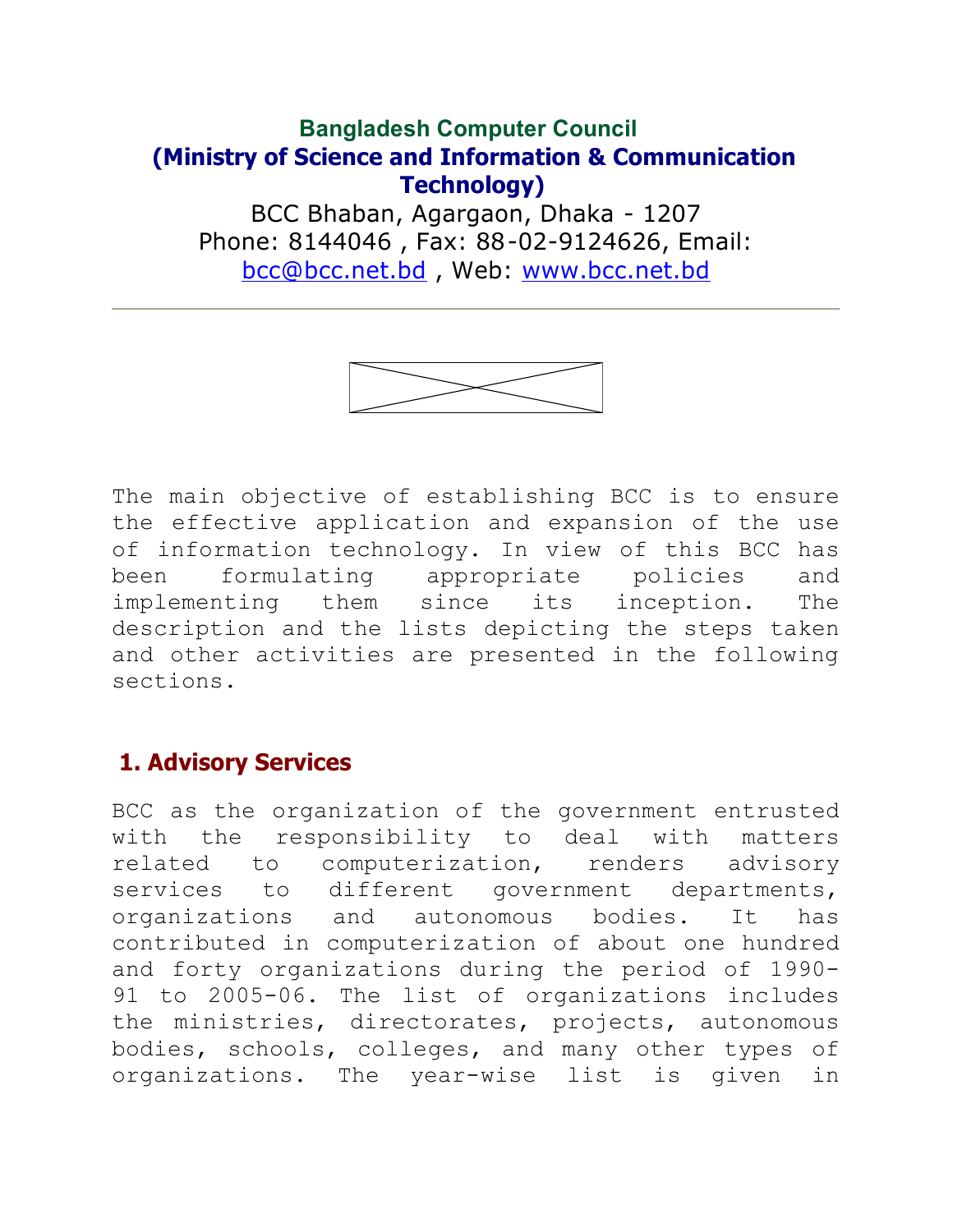# Bangladesh Computer Council
## (Ministry of Science and Information & Communication Technology)

BCC Bhaban, Agargaon, Dhaka - 1207
Phone: 8144046 , Fax: 88-02-9124626, Email: bcc@bcc.net.bd , Web: www.bcc.net.bd

---

The main objective of establishing BCC is to ensure the effective application and expansion of the use of information technology. In view of this BCC has been formulating appropriate policies and implementing them since its inception. The description and the lists depicting the steps taken and other activities are presented in the following sections.

## 1. Advisory Services

BCC as the organization of the government entrusted with the responsibility to deal with matters related to computerization, renders advisory services to different government departments, organizations and autonomous bodies. It has contributed in computerization of about one hundred and forty organizations during the period of 1990-91 to 2005-06. The list of organizations includes the ministries, directorates, projects, autonomous bodies, schools, colleges, and many other types of organizations. The year-wise list is given in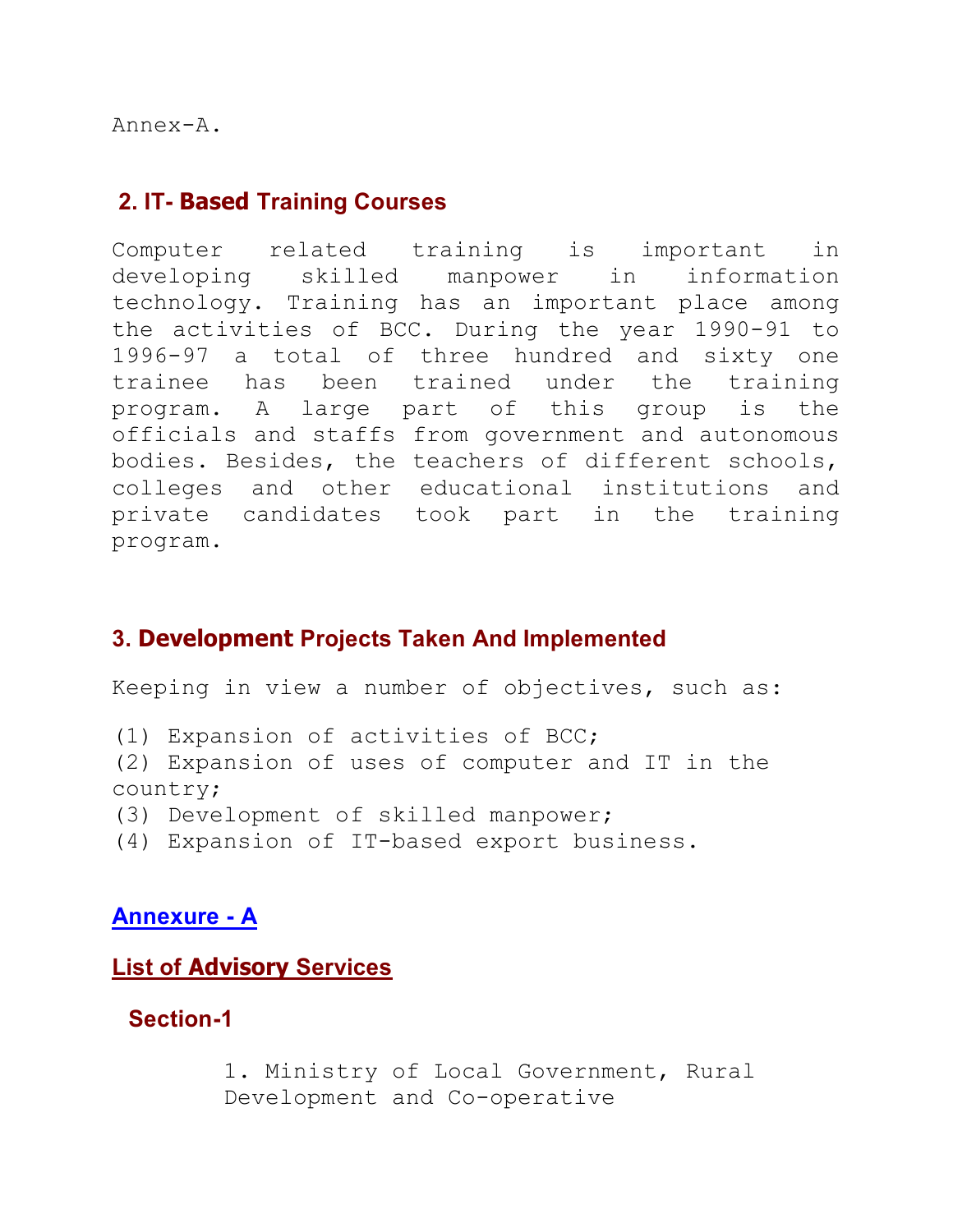Annex-A.

## 2. IT- Based Training Courses

Computer related training is important in developing skilled manpower in information technology. Training has an important place among the activities of BCC. During the year 1990-91 to 1996-97 a total of three hundred and sixty one trainee has been trained under the training program. A large part of this group is the officials and staffs from government and autonomous bodies. Besides, the teachers of different schools, colleges and other educational institutions and private candidates took part in the training program.

## 3. Development Projects Taken And Implemented

Keeping in view a number of objectives, such as:

(1) Expansion of activities of BCC;
(2) Expansion of uses of computer and IT in the country;
(3) Development of skilled manpower;
(4) Expansion of IT-based export business.

## Annexure - A

## List of Advisory Services

### Section-1

1. Ministry of Local Government, Rural Development and Co-operative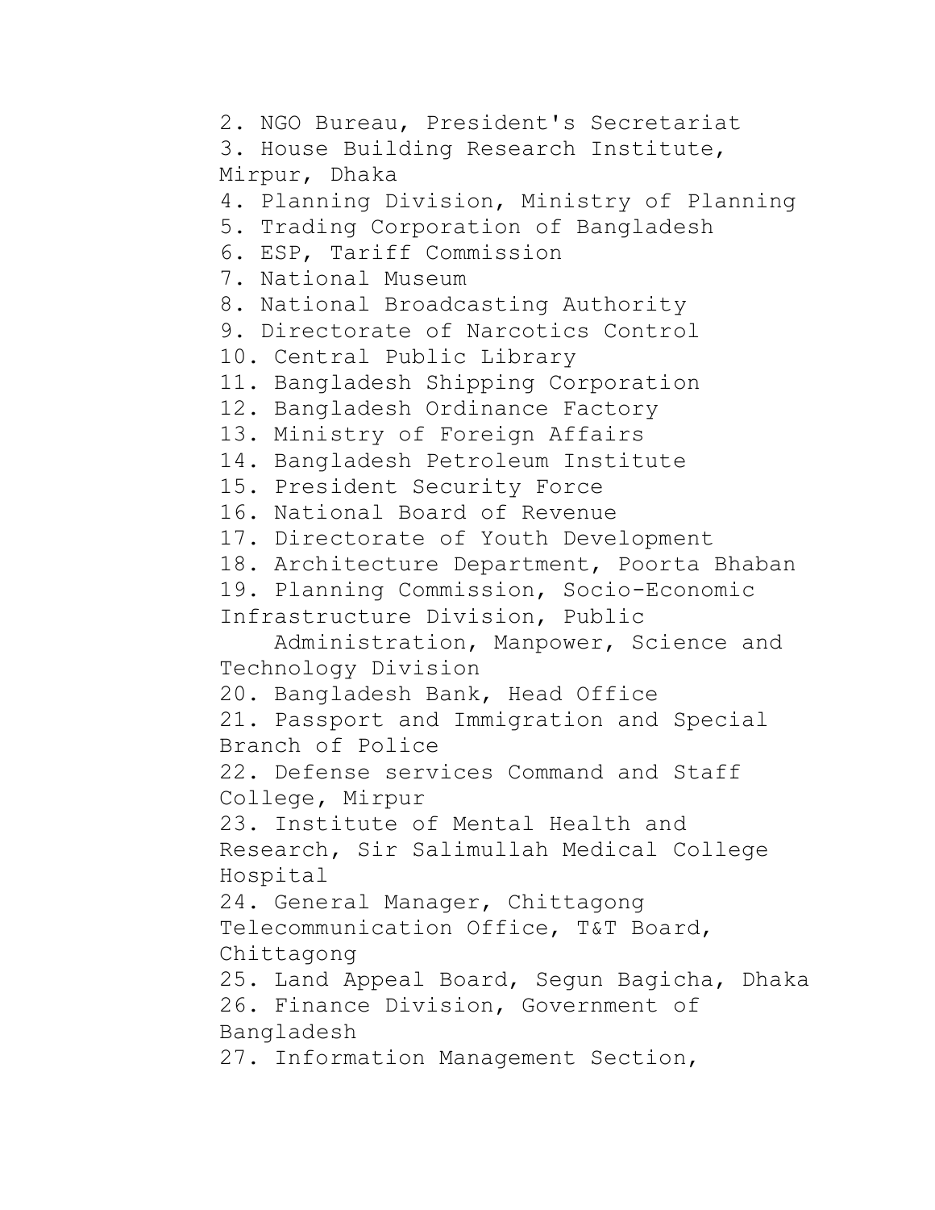2. NGO Bureau, President's Secretariat
3. House Building Research Institute, Mirpur, Dhaka
4. Planning Division, Ministry of Planning
5. Trading Corporation of Bangladesh
6. ESP, Tariff Commission
7. National Museum
8. National Broadcasting Authority
9. Directorate of Narcotics Control
10. Central Public Library
11. Bangladesh Shipping Corporation
12. Bangladesh Ordinance Factory
13. Ministry of Foreign Affairs
14. Bangladesh Petroleum Institute
15. President Security Force
16. National Board of Revenue
17. Directorate of Youth Development
18. Architecture Department, Poorta Bhaban
19. Planning Commission, Socio-Economic Infrastructure Division, Public Administration, Manpower, Science and Technology Division
20. Bangladesh Bank, Head Office
21. Passport and Immigration and Special Branch of Police
22. Defense services Command and Staff College, Mirpur
23. Institute of Mental Health and Research, Sir Salimullah Medical College Hospital
24. General Manager, Chittagong Telecommunication Office, T&T Board, Chittagong
25. Land Appeal Board, Segun Bagicha, Dhaka
26. Finance Division, Government of Bangladesh
27. Information Management Section,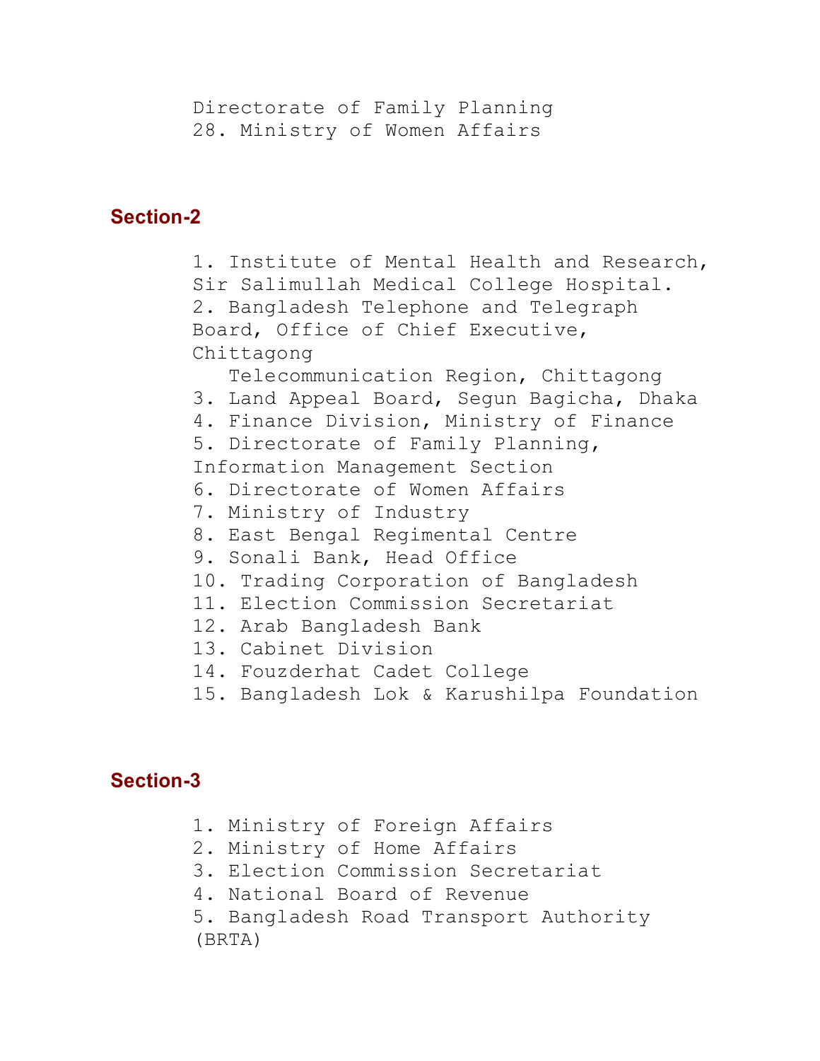Directorate of Family Planning
28. Ministry of Women Affairs

## Section-2

1. Institute of Mental Health and Research, Sir Salimullah Medical College Hospital.
2. Bangladesh Telephone and Telegraph Board, Office of Chief Executive, Chittagong Telecommunication Region, Chittagong
3. Land Appeal Board, Segun Bagicha, Dhaka
4. Finance Division, Ministry of Finance
5. Directorate of Family Planning, Information Management Section
6. Directorate of Women Affairs
7. Ministry of Industry
8. East Bengal Regimental Centre
9. Sonali Bank, Head Office
10. Trading Corporation of Bangladesh
11. Election Commission Secretariat
12. Arab Bangladesh Bank
13. Cabinet Division
14. Fouzderhat Cadet College
15. Bangladesh Lok & Karushilpa Foundation

## Section-3

1. Ministry of Foreign Affairs
2. Ministry of Home Affairs
3. Election Commission Secretariat
4. National Board of Revenue
5. Bangladesh Road Transport Authority (BRTA)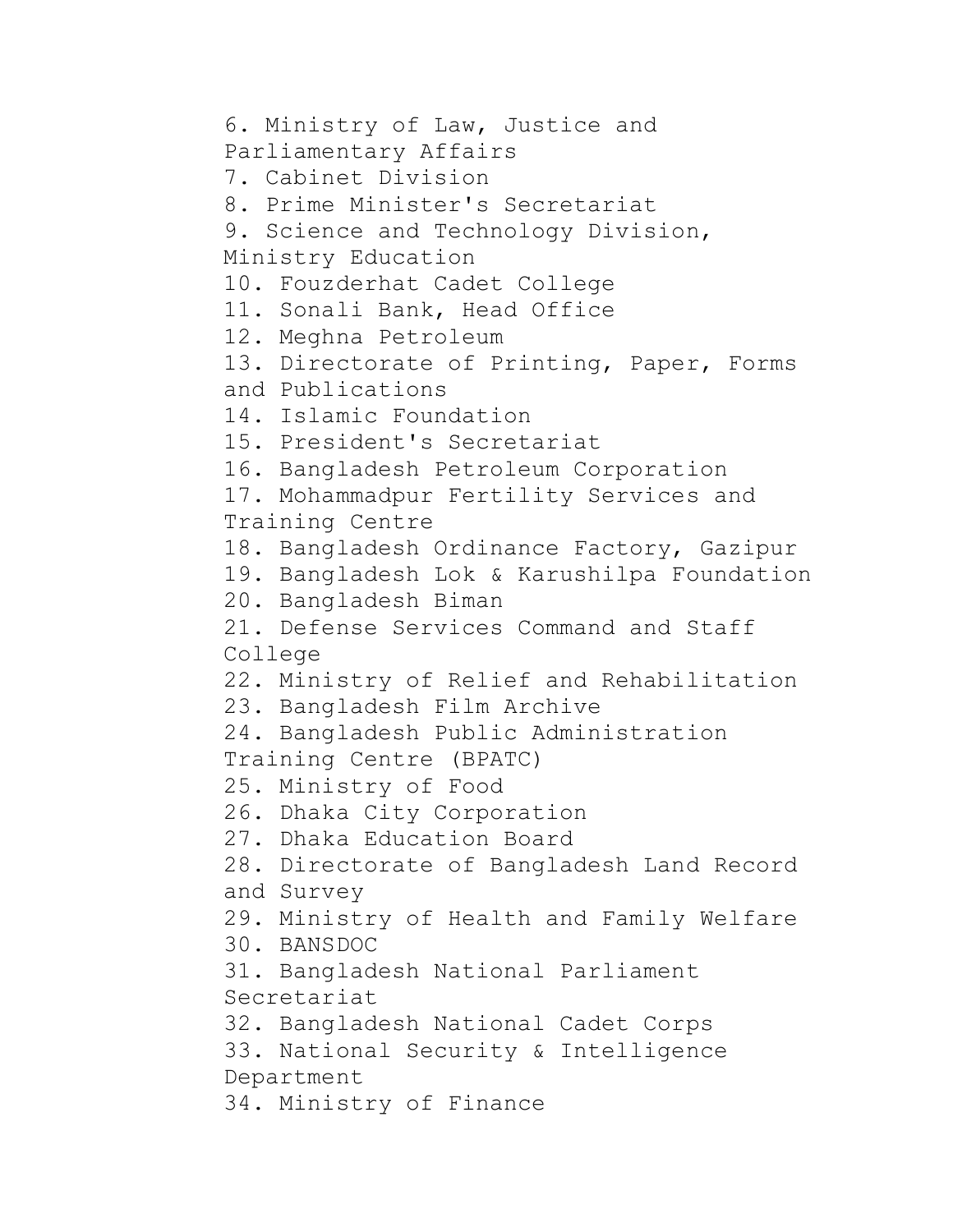6. Ministry of Law, Justice and Parliamentary Affairs
7. Cabinet Division
8. Prime Minister's Secretariat
9. Science and Technology Division, Ministry Education
10. Fouzderhat Cadet College
11. Sonali Bank, Head Office
12. Meghna Petroleum
13. Directorate of Printing, Paper, Forms and Publications
14. Islamic Foundation
15. President's Secretariat
16. Bangladesh Petroleum Corporation
17. Mohammadpur Fertility Services and Training Centre
18. Bangladesh Ordinance Factory, Gazipur
19. Bangladesh Lok & Karushilpa Foundation
20. Bangladesh Biman
21. Defense Services Command and Staff College
22. Ministry of Relief and Rehabilitation
23. Bangladesh Film Archive
24. Bangladesh Public Administration Training Centre (BPATC)
25. Ministry of Food
26. Dhaka City Corporation
27. Dhaka Education Board
28. Directorate of Bangladesh Land Record and Survey
29. Ministry of Health and Family Welfare
30. BANSDOC
31. Bangladesh National Parliament Secretariat
32. Bangladesh National Cadet Corps
33. National Security & Intelligence Department
34. Ministry of Finance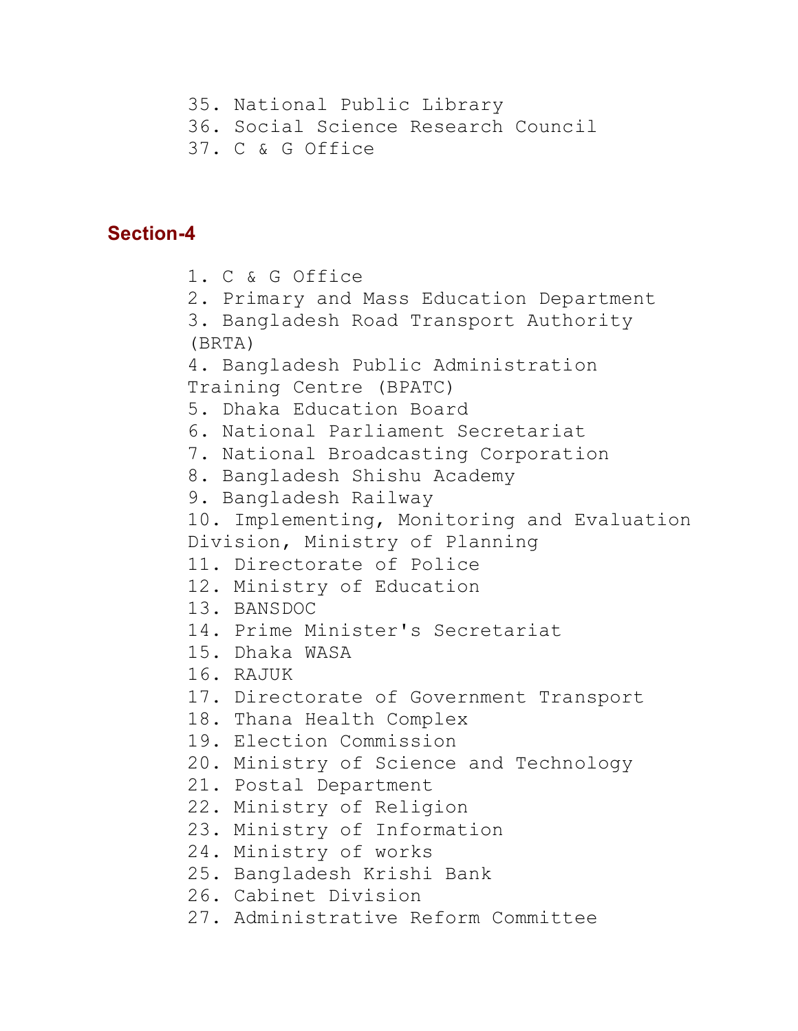35. National Public Library
36. Social Science Research Council
37. C & G Office

## Section-4

1. C & G Office
2. Primary and Mass Education Department
3. Bangladesh Road Transport Authority (BRTA)
4. Bangladesh Public Administration Training Centre (BPATC)
5. Dhaka Education Board
6. National Parliament Secretariat
7. National Broadcasting Corporation
8. Bangladesh Shishu Academy
9. Bangladesh Railway
10. Implementing, Monitoring and Evaluation Division, Ministry of Planning
11. Directorate of Police
12. Ministry of Education
13. BANSDOC
14. Prime Minister's Secretariat
15. Dhaka WASA
16. RAJUK
17. Directorate of Government Transport
18. Thana Health Complex
19. Election Commission
20. Ministry of Science and Technology
21. Postal Department
22. Ministry of Religion
23. Ministry of Information
24. Ministry of works
25. Bangladesh Krishi Bank
26. Cabinet Division
27. Administrative Reform Committee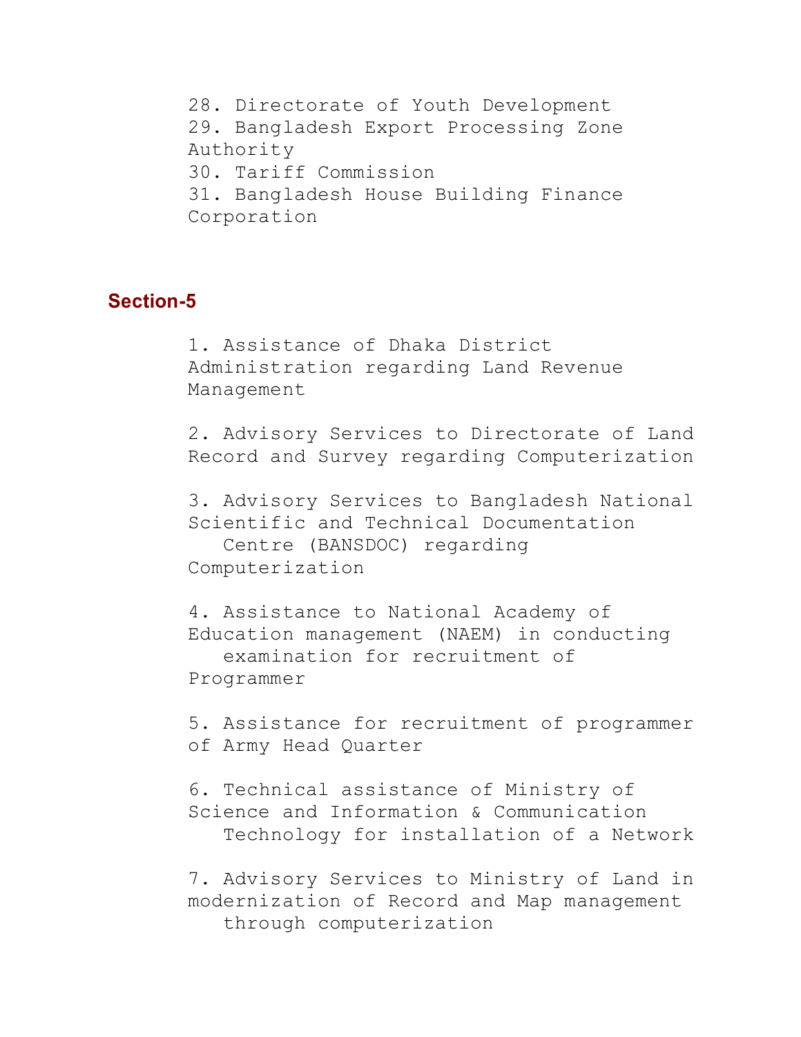28. Directorate of Youth Development
29. Bangladesh Export Processing Zone Authority
30. Tariff Commission
31. Bangladesh House Building Finance Corporation

## Section-5

1. Assistance of Dhaka District Administration regarding Land Revenue Management

2. Advisory Services to Directorate of Land Record and Survey regarding Computerization

3. Advisory Services to Bangladesh National Scientific and Technical Documentation Centre (BANSDOC) regarding Computerization

4. Assistance to National Academy of Education management (NAEM) in conducting examination for recruitment of Programmer

5. Assistance for recruitment of programmer of Army Head Quarter

6. Technical assistance of Ministry of Science and Information & Communication Technology for installation of a Network

7. Advisory Services to Ministry of Land in modernization of Record and Map management through computerization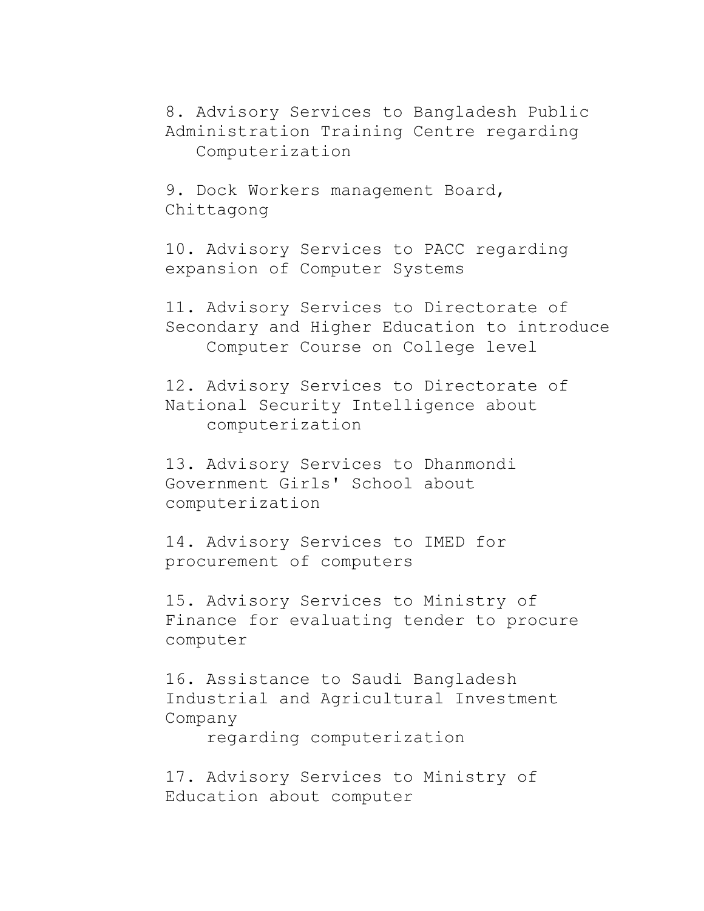8. Advisory Services to Bangladesh Public Administration Training Centre regarding Computerization

9. Dock Workers management Board, Chittagong

10. Advisory Services to PACC regarding expansion of Computer Systems

11. Advisory Services to Directorate of Secondary and Higher Education to introduce Computer Course on College level

12. Advisory Services to Directorate of National Security Intelligence about computerization

13. Advisory Services to Dhanmondi Government Girls' School about computerization

14. Advisory Services to IMED for procurement of computers

15. Advisory Services to Ministry of Finance for evaluating tender to procure computer

16. Assistance to Saudi Bangladesh Industrial and Agricultural Investment Company regarding computerization

17. Advisory Services to Ministry of Education about computer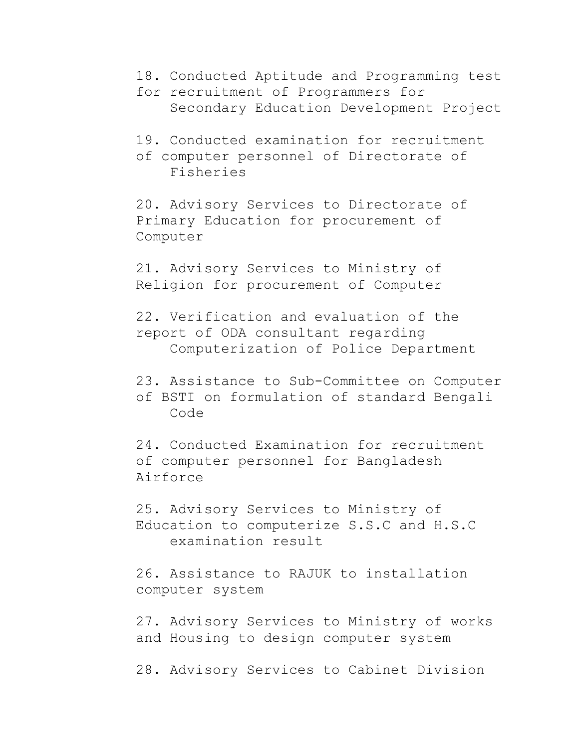18. Conducted Aptitude and Programming test for recruitment of Programmers for Secondary Education Development Project

19. Conducted examination for recruitment of computer personnel of Directorate of Fisheries

20. Advisory Services to Directorate of Primary Education for procurement of Computer

21. Advisory Services to Ministry of Religion for procurement of Computer

22. Verification and evaluation of the report of ODA consultant regarding Computerization of Police Department

23. Assistance to Sub-Committee on Computer of BSTI on formulation of standard Bengali Code

24. Conducted Examination for recruitment of computer personnel for Bangladesh Airforce

25. Advisory Services to Ministry of Education to computerize S.S.C and H.S.C examination result

26. Assistance to RAJUK to installation computer system

27. Advisory Services to Ministry of works and Housing to design computer system

28. Advisory Services to Cabinet Division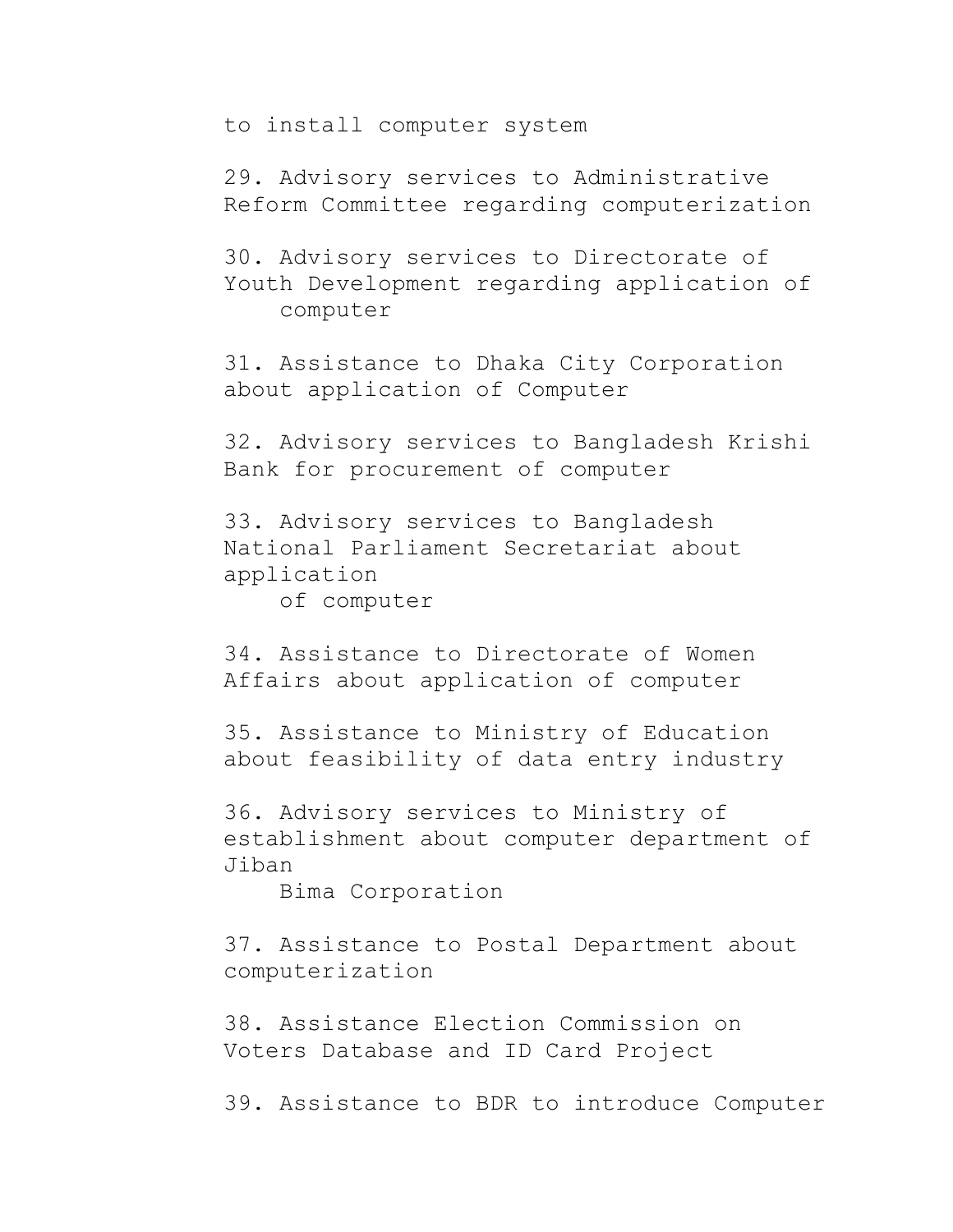to install computer system

29. Advisory services to Administrative Reform Committee regarding computerization

30. Advisory services to Directorate of Youth Development regarding application of computer

31. Assistance to Dhaka City Corporation about application of Computer

32. Advisory services to Bangladesh Krishi Bank for procurement of computer

33. Advisory services to Bangladesh National Parliament Secretariat about application of computer

34. Assistance to Directorate of Women Affairs about application of computer

35. Assistance to Ministry of Education about feasibility of data entry industry

36. Advisory services to Ministry of establishment about computer department of Jiban Bima Corporation

37. Assistance to Postal Department about computerization

38. Assistance Election Commission on Voters Database and ID Card Project

39. Assistance to BDR to introduce Computer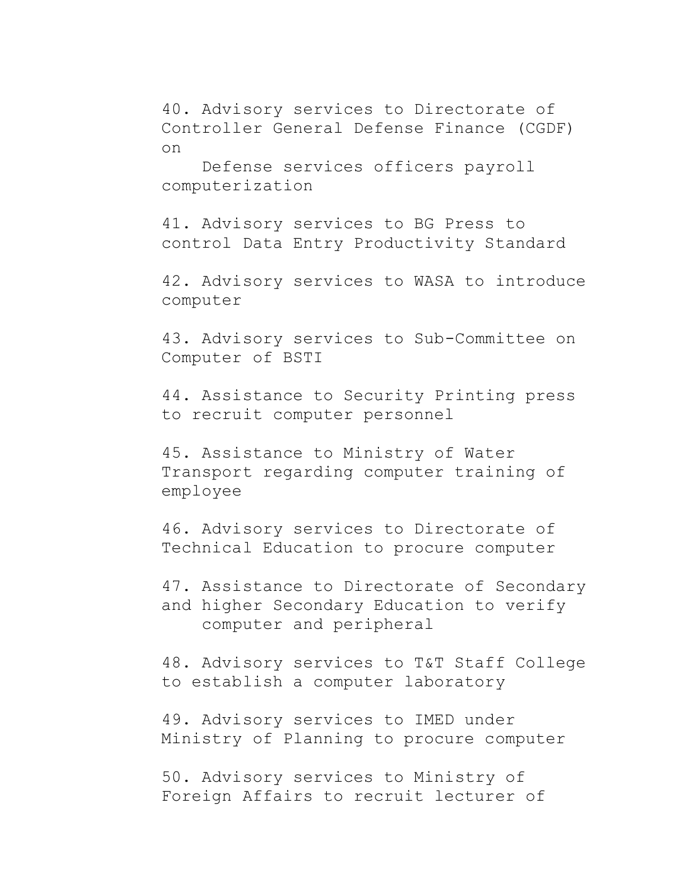40. Advisory services to Directorate of Controller General Defense Finance (CGDF) on Defense services officers payroll computerization

41. Advisory services to BG Press to control Data Entry Productivity Standard

42. Advisory services to WASA to introduce computer

43. Advisory services to Sub-Committee on Computer of BSTI

44. Assistance to Security Printing press to recruit computer personnel

45. Assistance to Ministry of Water Transport regarding computer training of employee

46. Advisory services to Directorate of Technical Education to procure computer

47. Assistance to Directorate of Secondary and higher Secondary Education to verify computer and peripheral

48. Advisory services to T&T Staff College to establish a computer laboratory

49. Advisory services to IMED under Ministry of Planning to procure computer

50. Advisory services to Ministry of Foreign Affairs to recruit lecturer of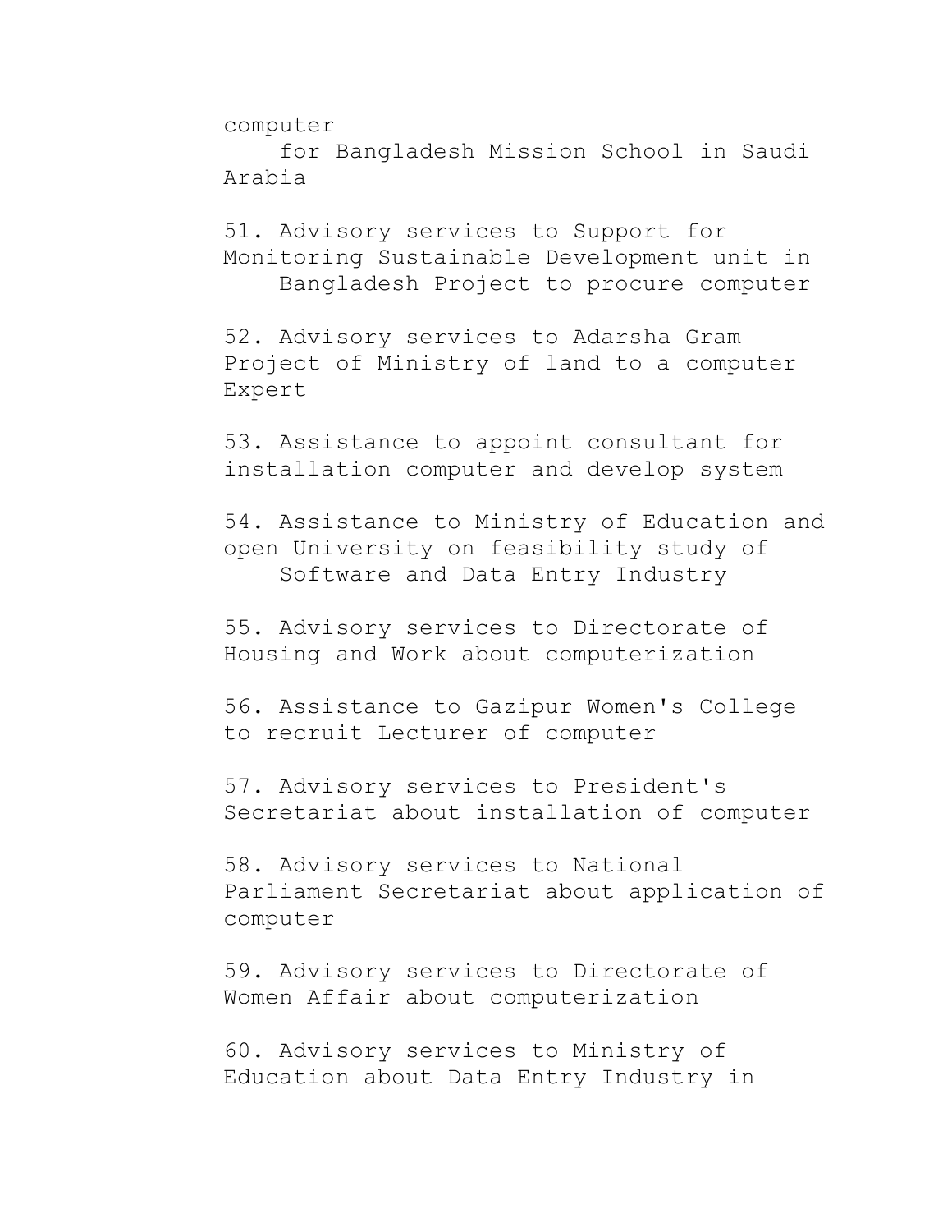computer
for Bangladesh Mission School in Saudi Arabia

51. Advisory services to Support for Monitoring Sustainable Development unit in Bangladesh Project to procure computer

52. Advisory services to Adarsha Gram Project of Ministry of land to a computer Expert

53. Assistance to appoint consultant for installation computer and develop system

54. Assistance to Ministry of Education and open University on feasibility study of Software and Data Entry Industry

55. Advisory services to Directorate of Housing and Work about computerization

56. Assistance to Gazipur Women's College to recruit Lecturer of computer

57. Advisory services to President's Secretariat about installation of computer

58. Advisory services to National Parliament Secretariat about application of computer

59. Advisory services to Directorate of Women Affair about computerization

60. Advisory services to Ministry of Education about Data Entry Industry in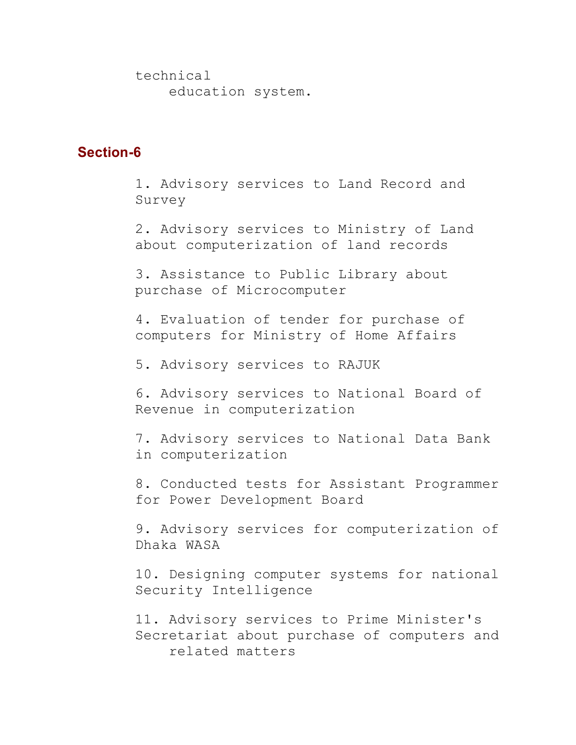technical education system.

## Section-6

1. Advisory services to Land Record and Survey

2. Advisory services to Ministry of Land about computerization of land records

3. Assistance to Public Library about purchase of Microcomputer

4. Evaluation of tender for purchase of computers for Ministry of Home Affairs

5. Advisory services to RAJUK

6. Advisory services to National Board of Revenue in computerization

7. Advisory services to National Data Bank in computerization

8. Conducted tests for Assistant Programmer for Power Development Board

9. Advisory services for computerization of Dhaka WASA

10. Designing computer systems for national Security Intelligence

11. Advisory services to Prime Minister's Secretariat about purchase of computers and related matters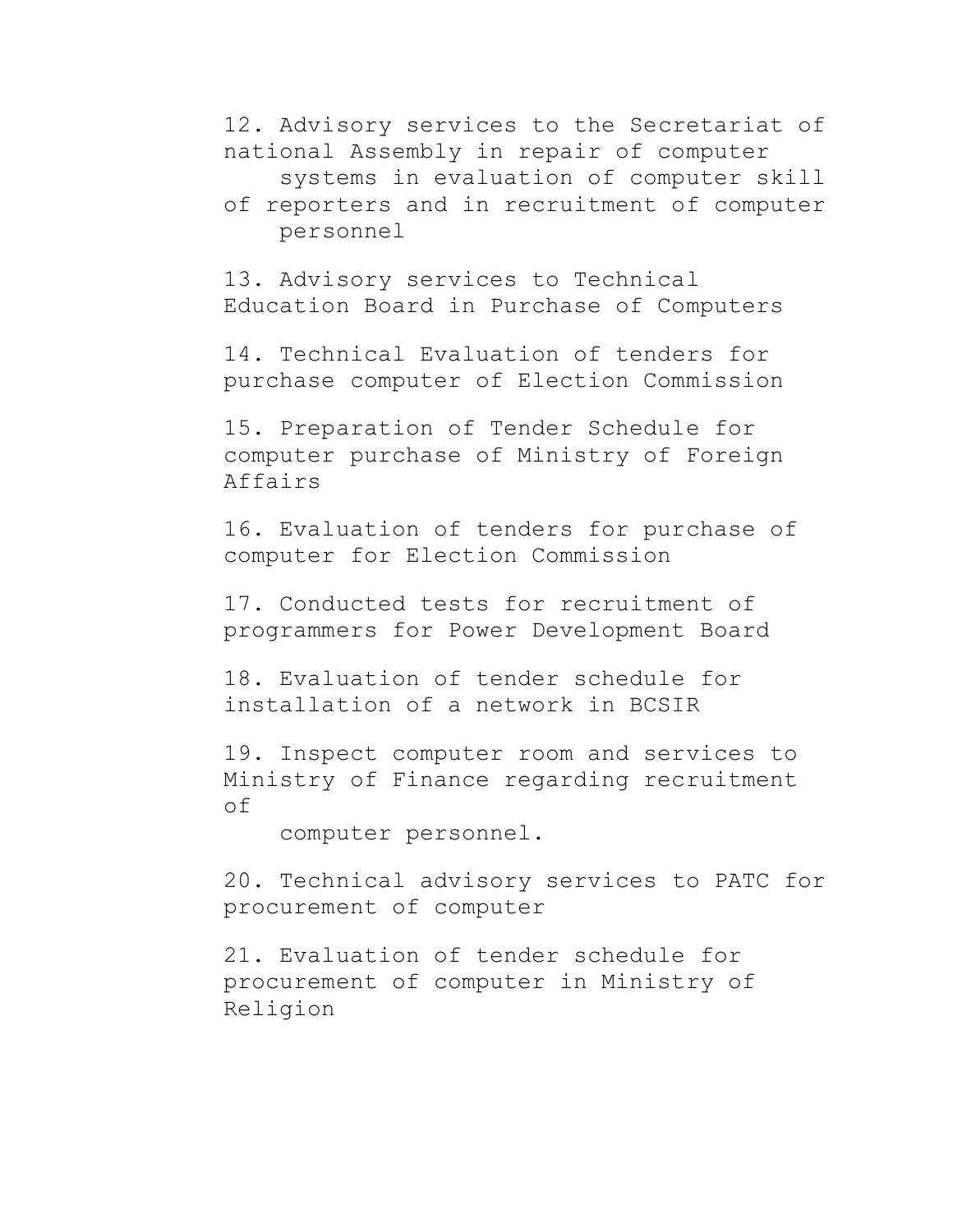12. Advisory services to the Secretariat of national Assembly in repair of computer systems in evaluation of computer skill of reporters and in recruitment of computer personnel

13. Advisory services to Technical Education Board in Purchase of Computers

14. Technical Evaluation of tenders for purchase computer of Election Commission

15. Preparation of Tender Schedule for computer purchase of Ministry of Foreign Affairs

16. Evaluation of tenders for purchase of computer for Election Commission

17. Conducted tests for recruitment of programmers for Power Development Board

18. Evaluation of tender schedule for installation of a network in BCSIR

19. Inspect computer room and services to Ministry of Finance regarding recruitment of computer personnel.

20. Technical advisory services to PATC for procurement of computer

21. Evaluation of tender schedule for procurement of computer in Ministry of Religion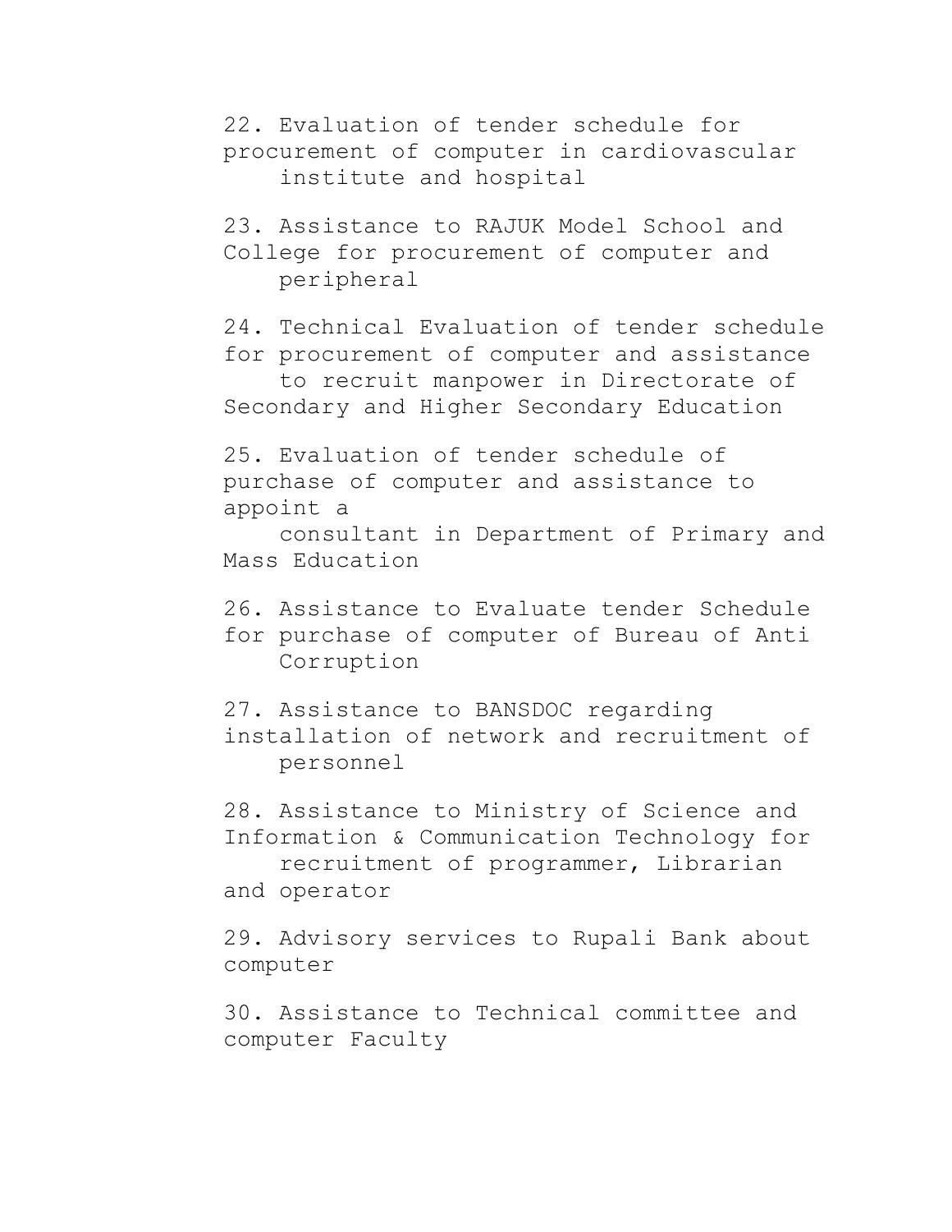22. Evaluation of tender schedule for procurement of computer in cardiovascular institute and hospital

23. Assistance to RAJUK Model School and College for procurement of computer and peripheral

24. Technical Evaluation of tender schedule for procurement of computer and assistance to recruit manpower in Directorate of Secondary and Higher Secondary Education

25. Evaluation of tender schedule of purchase of computer and assistance to appoint a consultant in Department of Primary and Mass Education

26. Assistance to Evaluate tender Schedule for purchase of computer of Bureau of Anti Corruption

27. Assistance to BANSDOC regarding installation of network and recruitment of personnel

28. Assistance to Ministry of Science and Information & Communication Technology for recruitment of programmer, Librarian and operator

29. Advisory services to Rupali Bank about computer

30. Assistance to Technical committee and computer Faculty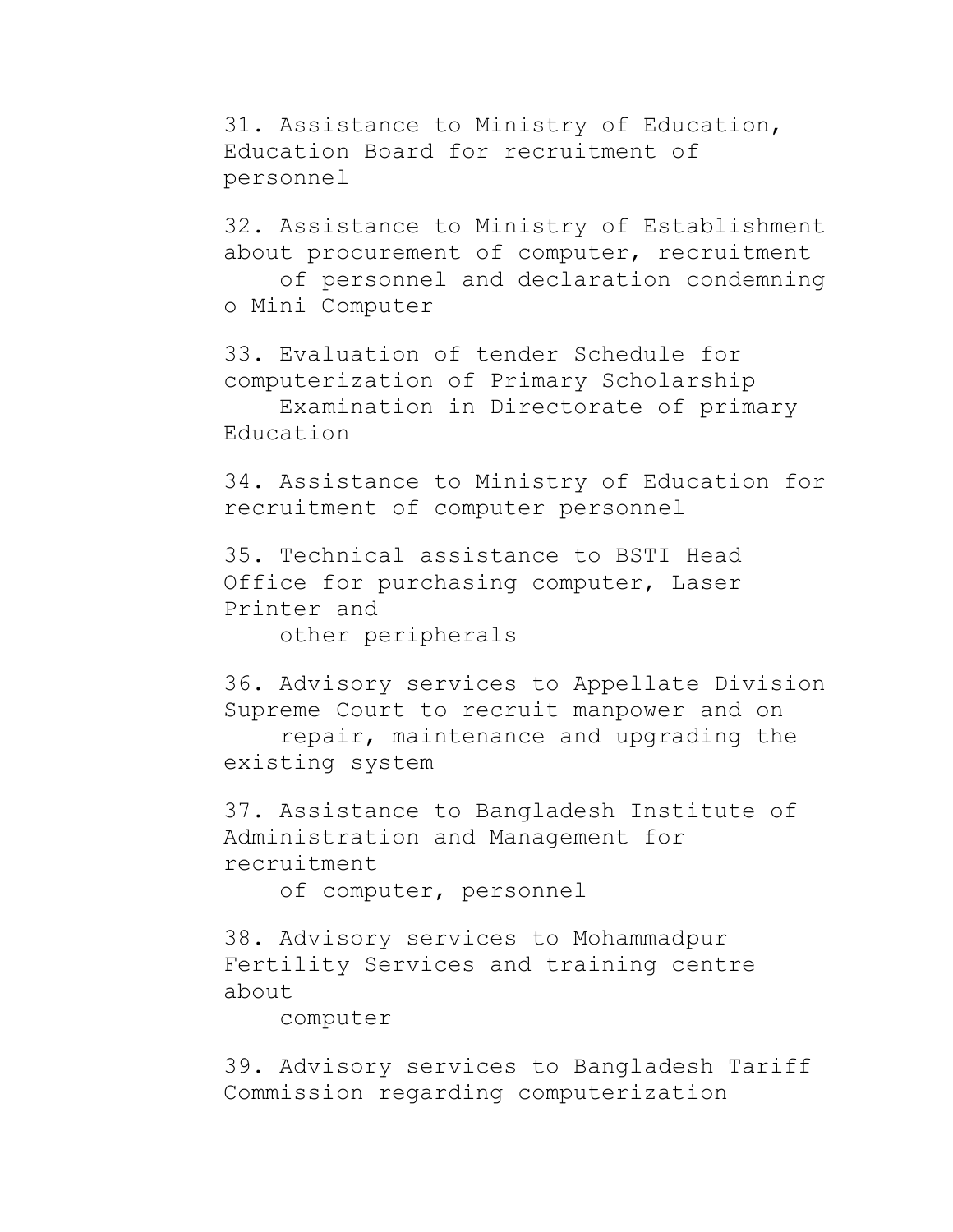31. Assistance to Ministry of Education, Education Board for recruitment of personnel

32. Assistance to Ministry of Establishment about procurement of computer, recruitment of personnel and declaration condemning o Mini Computer

33. Evaluation of tender Schedule for computerization of Primary Scholarship Examination in Directorate of primary Education

34. Assistance to Ministry of Education for recruitment of computer personnel

35. Technical assistance to BSTI Head Office for purchasing computer, Laser Printer and other peripherals

36. Advisory services to Appellate Division Supreme Court to recruit manpower and on repair, maintenance and upgrading the existing system

37. Assistance to Bangladesh Institute of Administration and Management for recruitment of computer, personnel

38. Advisory services to Mohammadpur Fertility Services and training centre about computer

39. Advisory services to Bangladesh Tariff Commission regarding computerization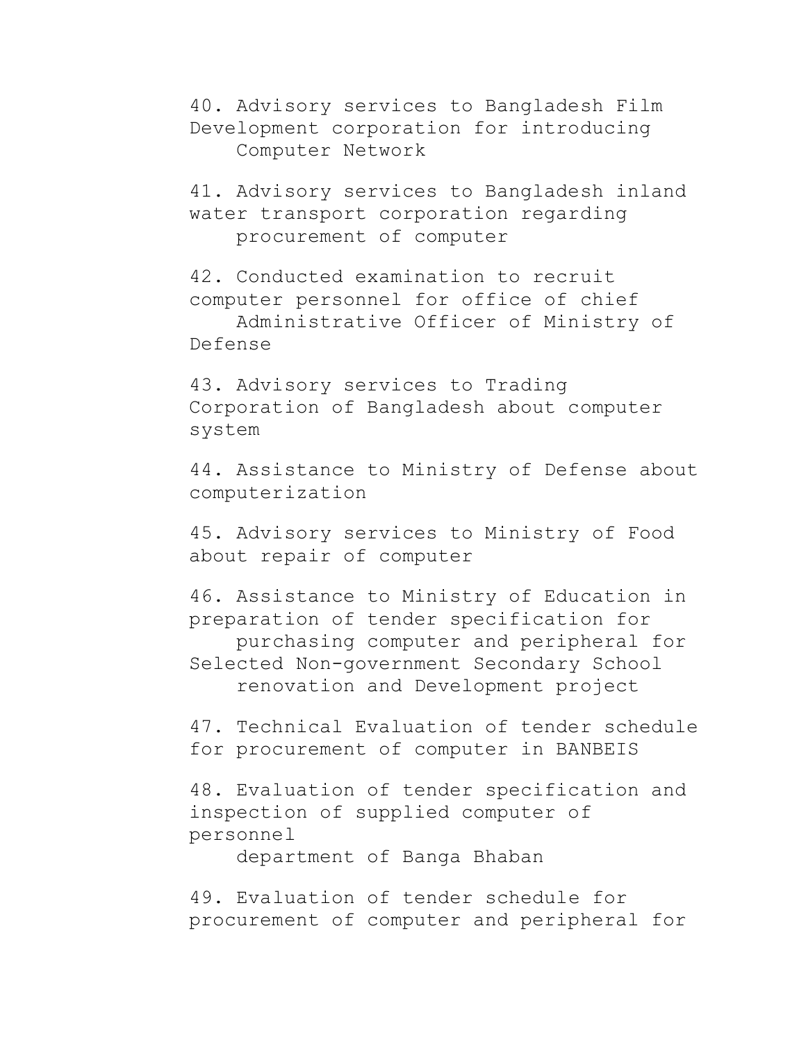40. Advisory services to Bangladesh Film Development corporation for introducing Computer Network

41. Advisory services to Bangladesh inland water transport corporation regarding procurement of computer

42. Conducted examination to recruit computer personnel for office of chief Administrative Officer of Ministry of Defense

43. Advisory services to Trading Corporation of Bangladesh about computer system

44. Assistance to Ministry of Defense about computerization

45. Advisory services to Ministry of Food about repair of computer

46. Assistance to Ministry of Education in preparation of tender specification for purchasing computer and peripheral for Selected Non-government Secondary School renovation and Development project

47. Technical Evaluation of tender schedule for procurement of computer in BANBEIS

48. Evaluation of tender specification and inspection of supplied computer of personnel department of Banga Bhaban

49. Evaluation of tender schedule for procurement of computer and peripheral for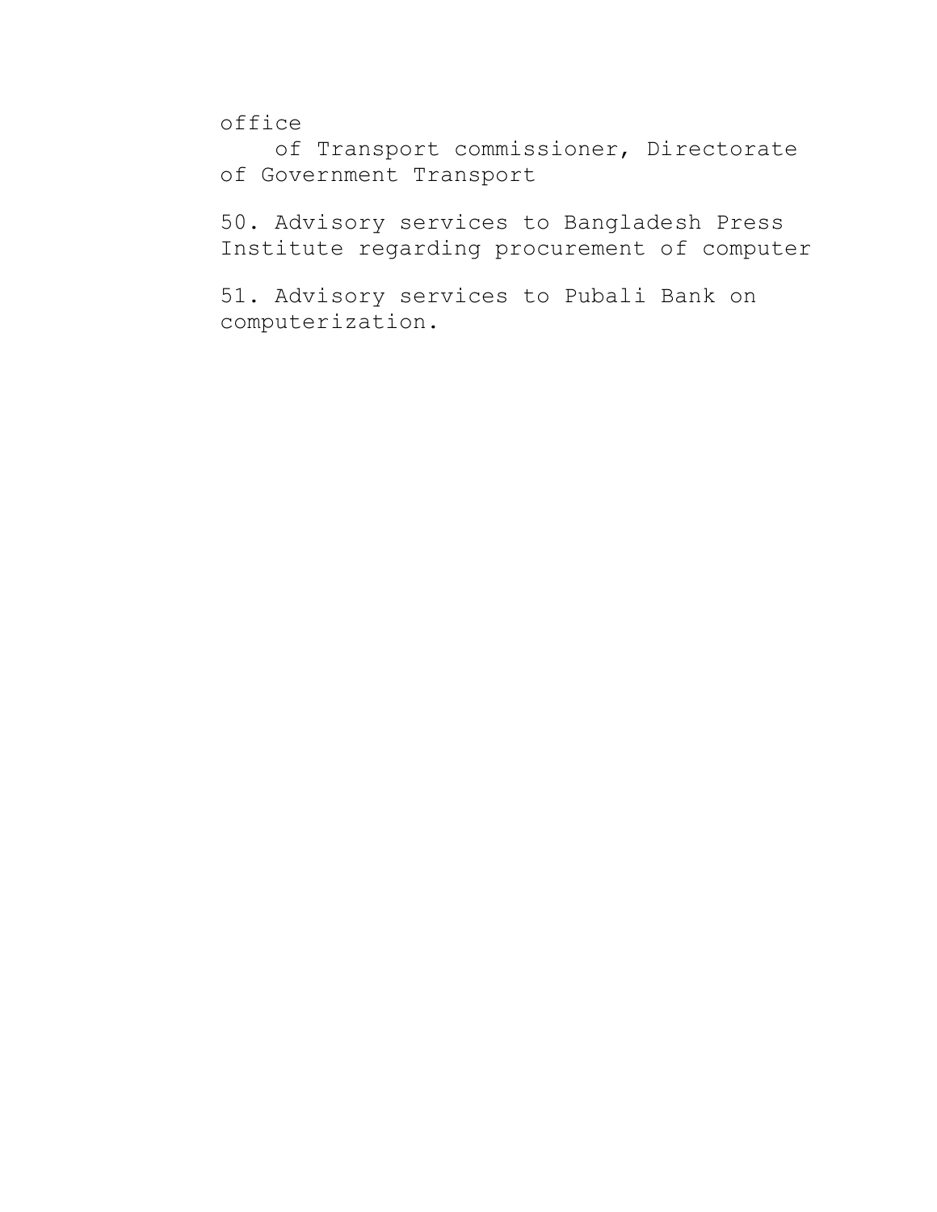office of Transport commissioner, Directorate of Government Transport

50. Advisory services to Bangladesh Press Institute regarding procurement of computer

51. Advisory services to Pubali Bank on computerization.